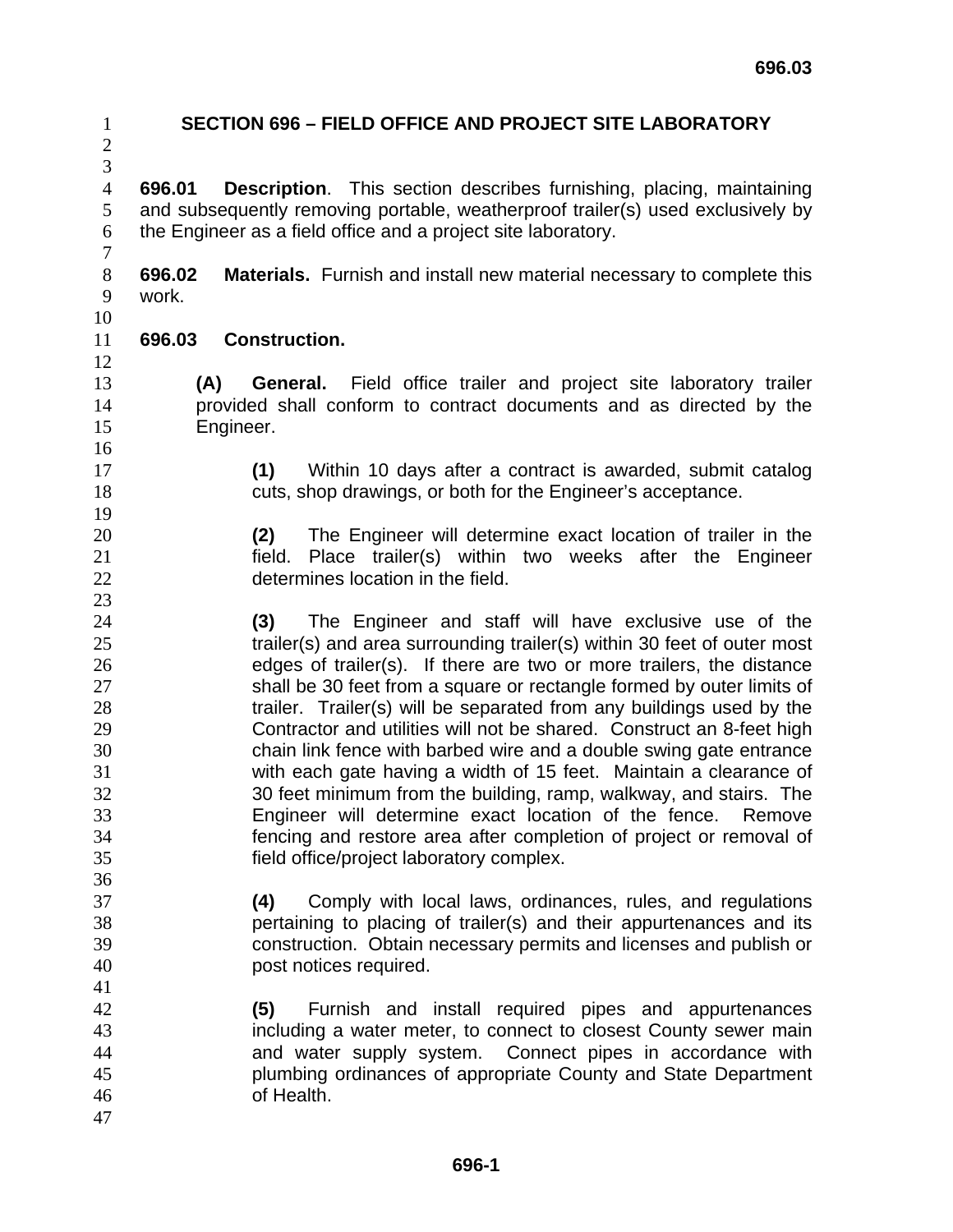# SECTION 696 – FIELD OFFICE AND PROJECT SITE LABORATORY

**696.01 Description**. This section describes furnishing, placing, maintaining and subsequently removing portable, weatherproof trailer(s) used exclusively by the Engineer as a field office and a project site laboratory.

**696.02 Materials.** Furnish and install new material necessary to complete this work.

## 696.03 Construction.

**(A) General.** Field office trailer and project site laboratory trailer provided shall conform to contract documents and as directed by the Engineer.

**(1)** Within 10 days after a contract is awarded, submit catalog cuts, shop drawings, or both for the Engineer's acceptance.

**(2)** The Engineer will determine exact location of trailer in the field. Place trailer(s) within two weeks after the Engineer determines location in the field.

**(3)** The Engineer and staff will have exclusive use of the trailer(s) and area surrounding trailer(s) within 30 feet of outer most edges of trailer(s). If there are two or more trailers, the distance shall be 30 feet from a square or rectangle formed by outer limits of trailer. Trailer(s) will be separated from any buildings used by the Contractor and utilities will not be shared. Construct an 8-feet high chain link fence with barbed wire and a double swing gate entrance with each gate having a width of 15 feet. Maintain a clearance of 30 feet minimum from the building, ramp, walkway, and stairs. The Engineer will determine exact location of the fence. Remove fencing and restore area after completion of project or removal of field office/project laboratory complex.

**(4)** Comply with local laws, ordinances, rules, and regulations pertaining to placing of trailer(s) and their appurtenances and its construction. Obtain necessary permits and licenses and publish or post notices required.

**(5)** Furnish and install required pipes and appurtenances including a water meter, to connect to closest County sewer main and water supply system. Connect pipes in accordance with plumbing ordinances of appropriate County and State Department of Health.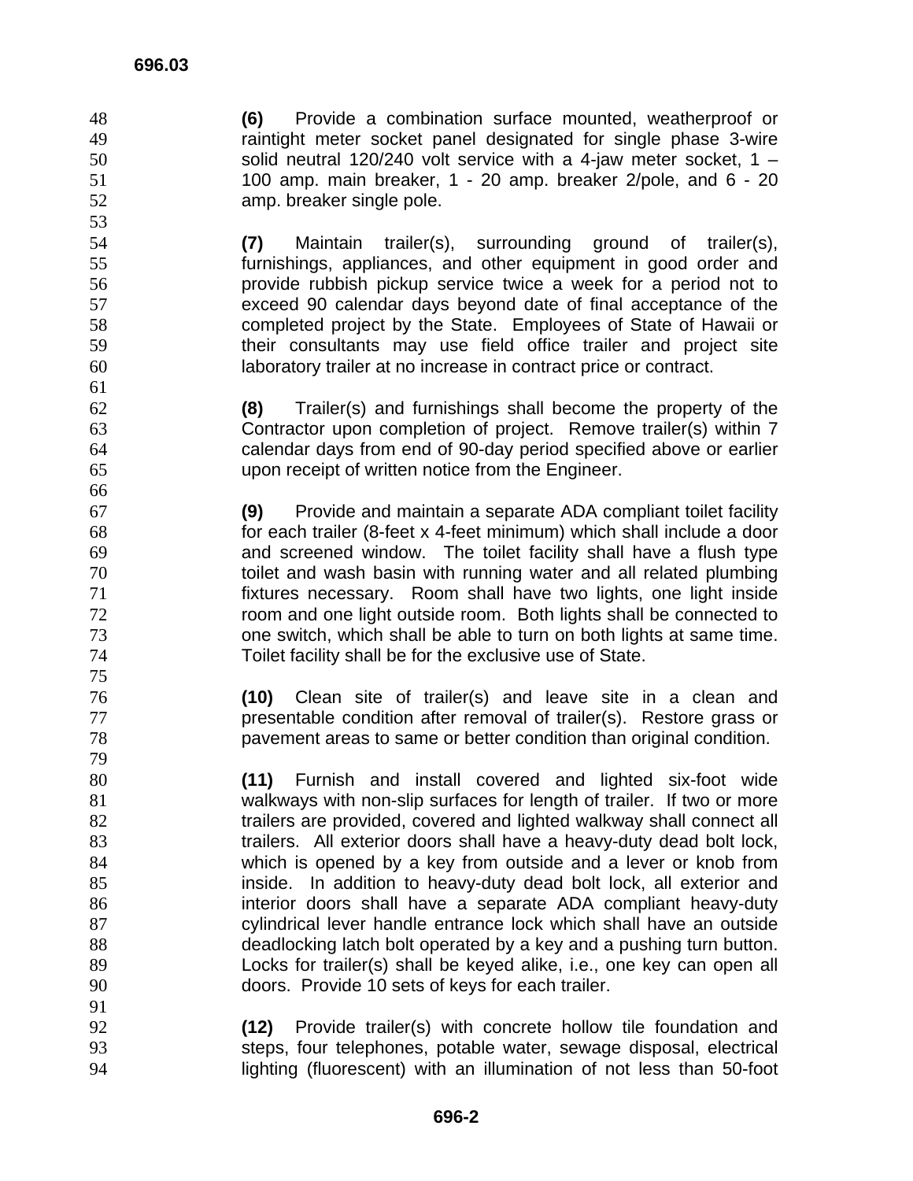**(6)** Provide a combination surface mounted, weatherproof or raintight meter socket panel designated for single phase 3-wire solid neutral 120/240 volt service with a 4-jaw meter socket, 1 – 100 amp. main breaker, 1 - 20 amp. breaker 2/pole, and 6 - 20 amp. breaker single pole.

**(7)** Maintain trailer(s), surrounding ground of trailer(s), furnishings, appliances, and other equipment in good order and provide rubbish pickup service twice a week for a period not to exceed 90 calendar days beyond date of final acceptance of the completed project by the State. Employees of State of Hawaii or their consultants may use field office trailer and project site laboratory trailer at no increase in contract price or contract.

**(8)** Trailer(s) and furnishings shall become the property of the Contractor upon completion of project. Remove trailer(s) within 7 calendar days from end of 90-day period specified above or earlier upon receipt of written notice from the Engineer.

**(9)** Provide and maintain a separate ADA compliant toilet facility for each trailer (8-feet x 4-feet minimum) which shall include a door and screened window. The toilet facility shall have a flush type toilet and wash basin with running water and all related plumbing fixtures necessary. Room shall have two lights, one light inside room and one light outside room. Both lights shall be connected to one switch, which shall be able to turn on both lights at same time. Toilet facility shall be for the exclusive use of State.

**(10)** Clean site of trailer(s) and leave site in a clean and presentable condition after removal of trailer(s). Restore grass or pavement areas to same or better condition than original condition.

**(11)** Furnish and install covered and lighted six-foot wide walkways with non-slip surfaces for length of trailer. If two or more trailers are provided, covered and lighted walkway shall connect all trailers. All exterior doors shall have a heavy-duty dead bolt lock, which is opened by a key from outside and a lever or knob from inside. In addition to heavy-duty dead bolt lock, all exterior and interior doors shall have a separate ADA compliant heavy-duty cylindrical lever handle entrance lock which shall have an outside deadlocking latch bolt operated by a key and a pushing turn button. Locks for trailer(s) shall be keyed alike, i.e., one key can open all doors. Provide 10 sets of keys for each trailer.

**(12)** Provide trailer(s) with concrete hollow tile foundation and steps, four telephones, potable water, sewage disposal, electrical lighting (fluorescent) with an illumination of not less than 50-foot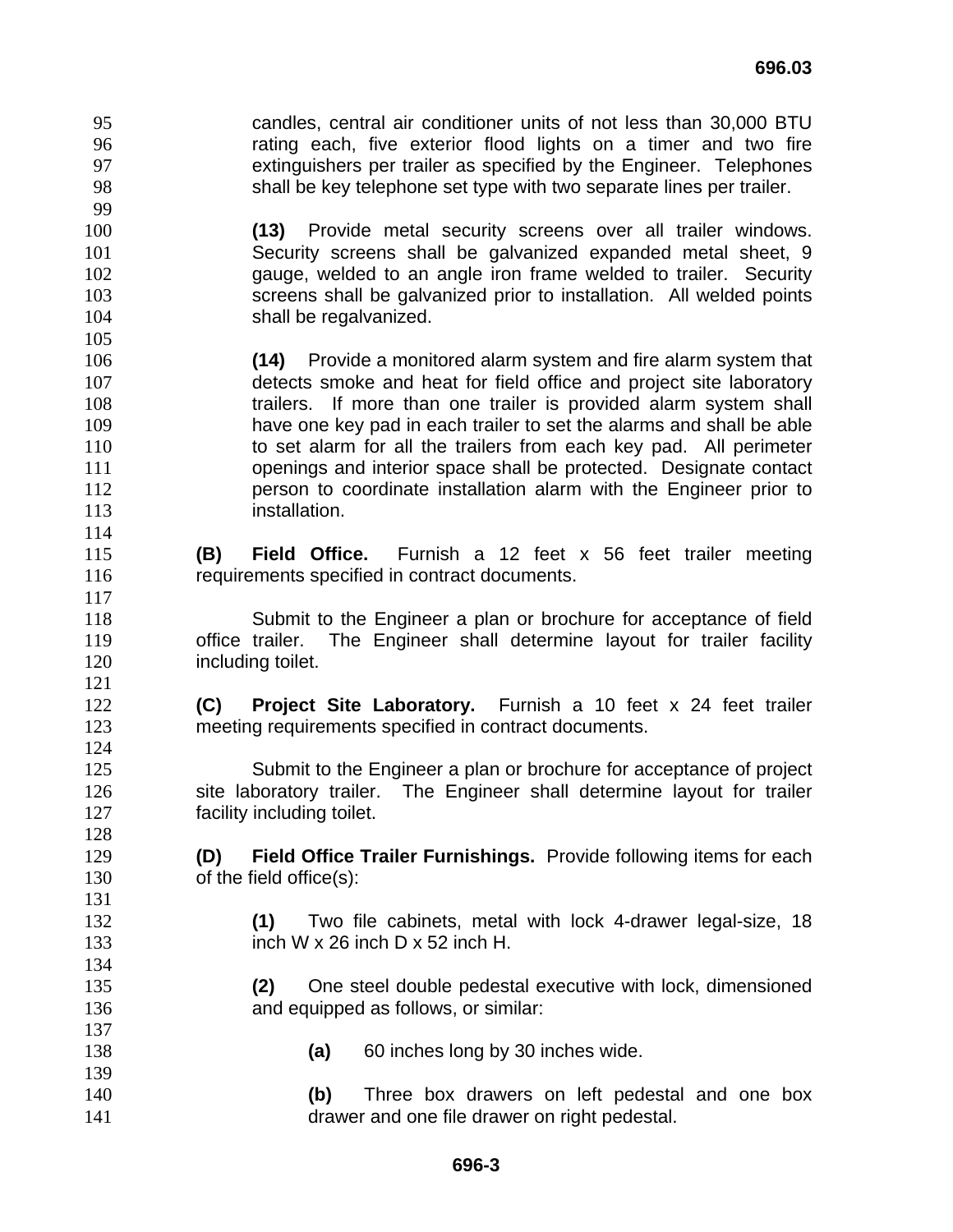candles, central air conditioner units of not less than 30,000 BTU rating each, five exterior flood lights on a timer and two fire extinguishers per trailer as specified by the Engineer. Telephones shall be key telephone set type with two separate lines per trailer.

**(13)** Provide metal security screens over all trailer windows. Security screens shall be galvanized expanded metal sheet, 9 gauge, welded to an angle iron frame welded to trailer. Security screens shall be galvanized prior to installation. All welded points shall be regalvanized.

**(14)** Provide a monitored alarm system and fire alarm system that detects smoke and heat for field office and project site laboratory trailers. If more than one trailer is provided alarm system shall have one key pad in each trailer to set the alarms and shall be able to set alarm for all the trailers from each key pad. All perimeter openings and interior space shall be protected. Designate contact person to coordinate installation alarm with the Engineer prior to installation.

**(B) Field Office.** Furnish a 12 feet x 56 feet trailer meeting requirements specified in contract documents.

Submit to the Engineer a plan or brochure for acceptance of field office trailer. The Engineer shall determine layout for trailer facility including toilet.

**(C) Project Site Laboratory.** Furnish a 10 feet x 24 feet trailer meeting requirements specified in contract documents.

Submit to the Engineer a plan or brochure for acceptance of project site laboratory trailer. The Engineer shall determine layout for trailer facility including toilet.

**(D) Field Office Trailer Furnishings.** Provide following items for each of the field office(s):

**(1)** Two file cabinets, metal with lock 4-drawer legal-size, 18 inch W x 26 inch D x 52 inch H.

**(2)** One steel double pedestal executive with lock, dimensioned and equipped as follows, or similar:

**(a)** 60 inches long by 30 inches wide.

**(b)** Three box drawers on left pedestal and one box drawer and one file drawer on right pedestal.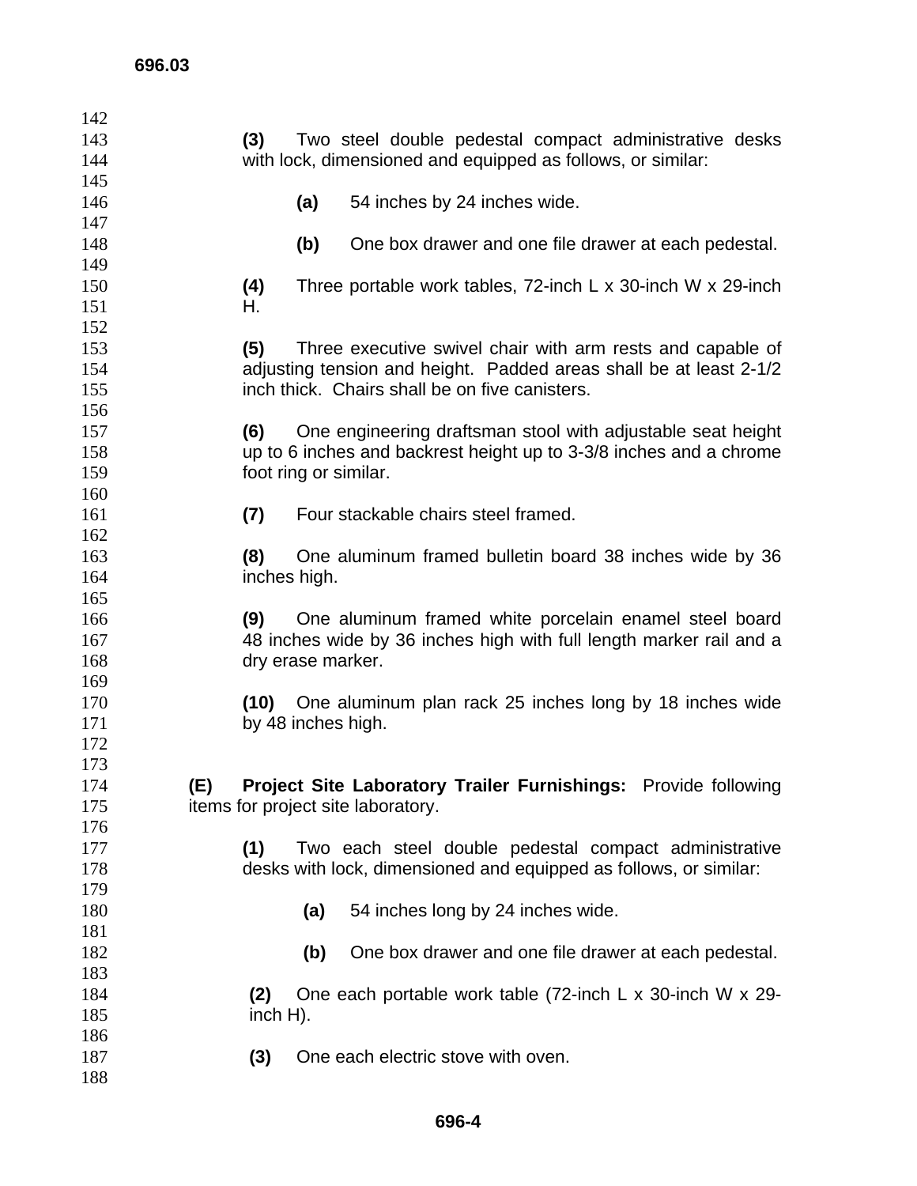**(3)** Two steel double pedestal compact administrative desks with lock, dimensioned and equipped as follows, or similar:

**(a)** 54 inches by 24 inches wide.

**(b)** One box drawer and one file drawer at each pedestal.

**(4)** Three portable work tables, 72-inch L x 30-inch W x 29-inch H.

**(5)** Three executive swivel chair with arm rests and capable of adjusting tension and height. Padded areas shall be at least 2-1/2 inch thick. Chairs shall be on five canisters.

**(6)** One engineering draftsman stool with adjustable seat height up to 6 inches and backrest height up to 3-3/8 inches and a chrome foot ring or similar.

**(7)** Four stackable chairs steel framed.

**(8)** One aluminum framed bulletin board 38 inches wide by 36 inches high.

**(9)** One aluminum framed white porcelain enamel steel board 48 inches wide by 36 inches high with full length marker rail and a dry erase marker.

**(10)** One aluminum plan rack 25 inches long by 18 inches wide by 48 inches high.

**(E)** **Project Site Laboratory Trailer Furnishings:** Provide following items for project site laboratory.

**(1)** Two each steel double pedestal compact administrative desks with lock, dimensioned and equipped as follows, or similar:

**(a)** 54 inches long by 24 inches wide.

**(b)** One box drawer and one file drawer at each pedestal.

**(2)** One each portable work table (72-inch L x 30-inch W x 29-inch H).

**(3)** One each electric stove with oven.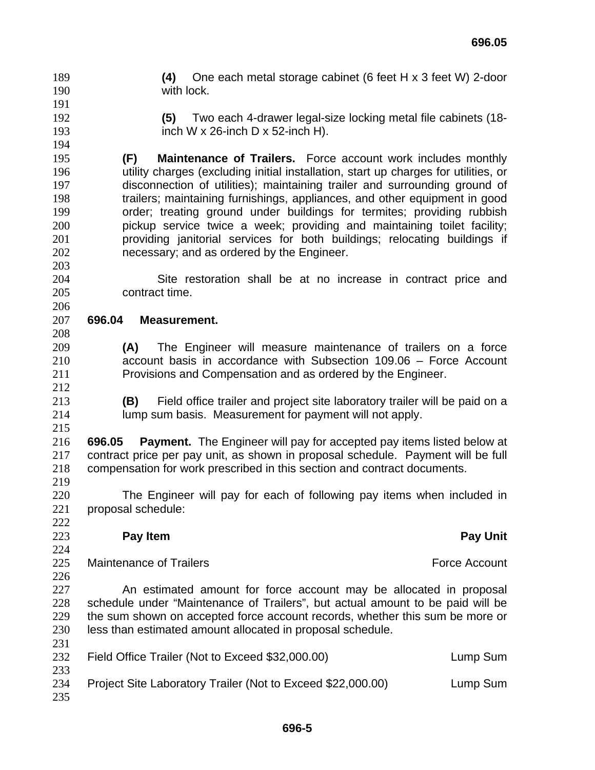**(4)** One each metal storage cabinet (6 feet H x 3 feet W) 2-door with lock.

**(5)** Two each 4-drawer legal-size locking metal file cabinets (18-inch W x 26-inch D x 52-inch H).

**(F) Maintenance of Trailers.** Force account work includes monthly utility charges (excluding initial installation, start up charges for utilities, or disconnection of utilities); maintaining trailer and surrounding ground of trailers; maintaining furnishings, appliances, and other equipment in good order; treating ground under buildings for termites; providing rubbish pickup service twice a week; providing and maintaining toilet facility; providing janitorial services for both buildings; relocating buildings if necessary; and as ordered by the Engineer.

Site restoration shall be at no increase in contract price and contract time.

## 696.04 Measurement.

**(A)** The Engineer will measure maintenance of trailers on a force account basis in accordance with Subsection 109.06 – Force Account Provisions and Compensation and as ordered by the Engineer.

**(B)** Field office trailer and project site laboratory trailer will be paid on a lump sum basis. Measurement for payment will not apply.

**696.05 Payment.** The Engineer will pay for accepted pay items listed below at contract price per pay unit, as shown in proposal schedule. Payment will be full compensation for work prescribed in this section and contract documents.

The Engineer will pay for each of following pay items when included in proposal schedule:

| **Pay Item** | **Pay Unit** |
|---|---|
| Maintenance of Trailers | Force Account |

An estimated amount for force account may be allocated in proposal schedule under "Maintenance of Trailers", but actual amount to be paid will be the sum shown on accepted force account records, whether this sum be more or less than estimated amount allocated in proposal schedule.

| | |
|---|---|
| Field Office Trailer (Not to Exceed $32,000.00) | Lump Sum |
| Project Site Laboratory Trailer (Not to Exceed $22,000.00) | Lump Sum |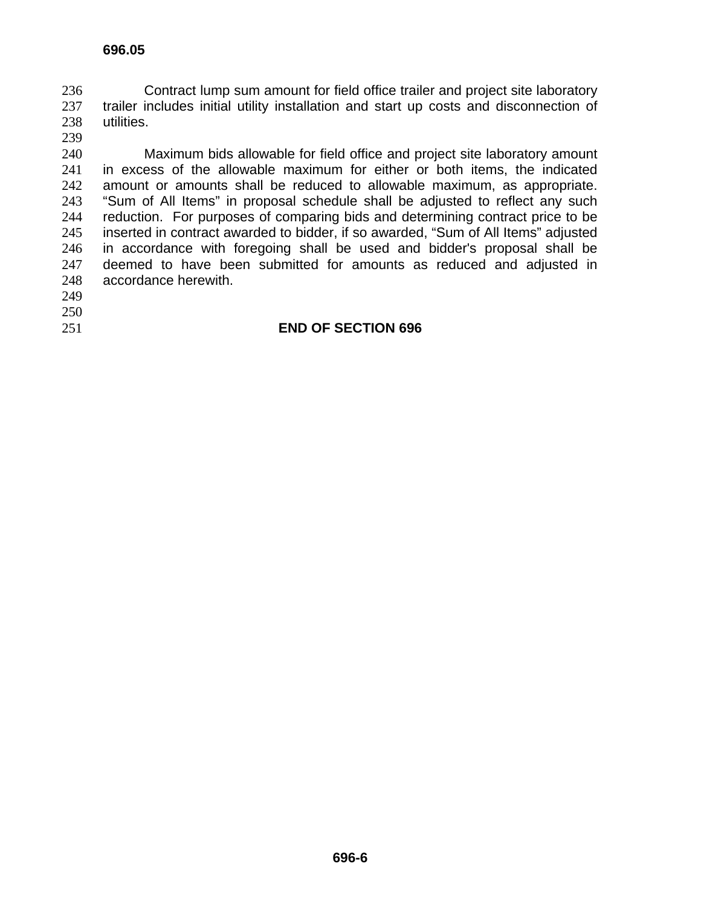Contract lump sum amount for field office trailer and project site laboratory trailer includes initial utility installation and start up costs and disconnection of utilities.

Maximum bids allowable for field office and project site laboratory amount in excess of the allowable maximum for either or both items, the indicated amount or amounts shall be reduced to allowable maximum, as appropriate. “Sum of All Items” in proposal schedule shall be adjusted to reflect any such reduction. For purposes of comparing bids and determining contract price to be inserted in contract awarded to bidder, if so awarded, “Sum of All Items” adjusted in accordance with foregoing shall be used and bidder's proposal shall be deemed to have been submitted for amounts as reduced and adjusted in accordance herewith.

**END OF SECTION 696**